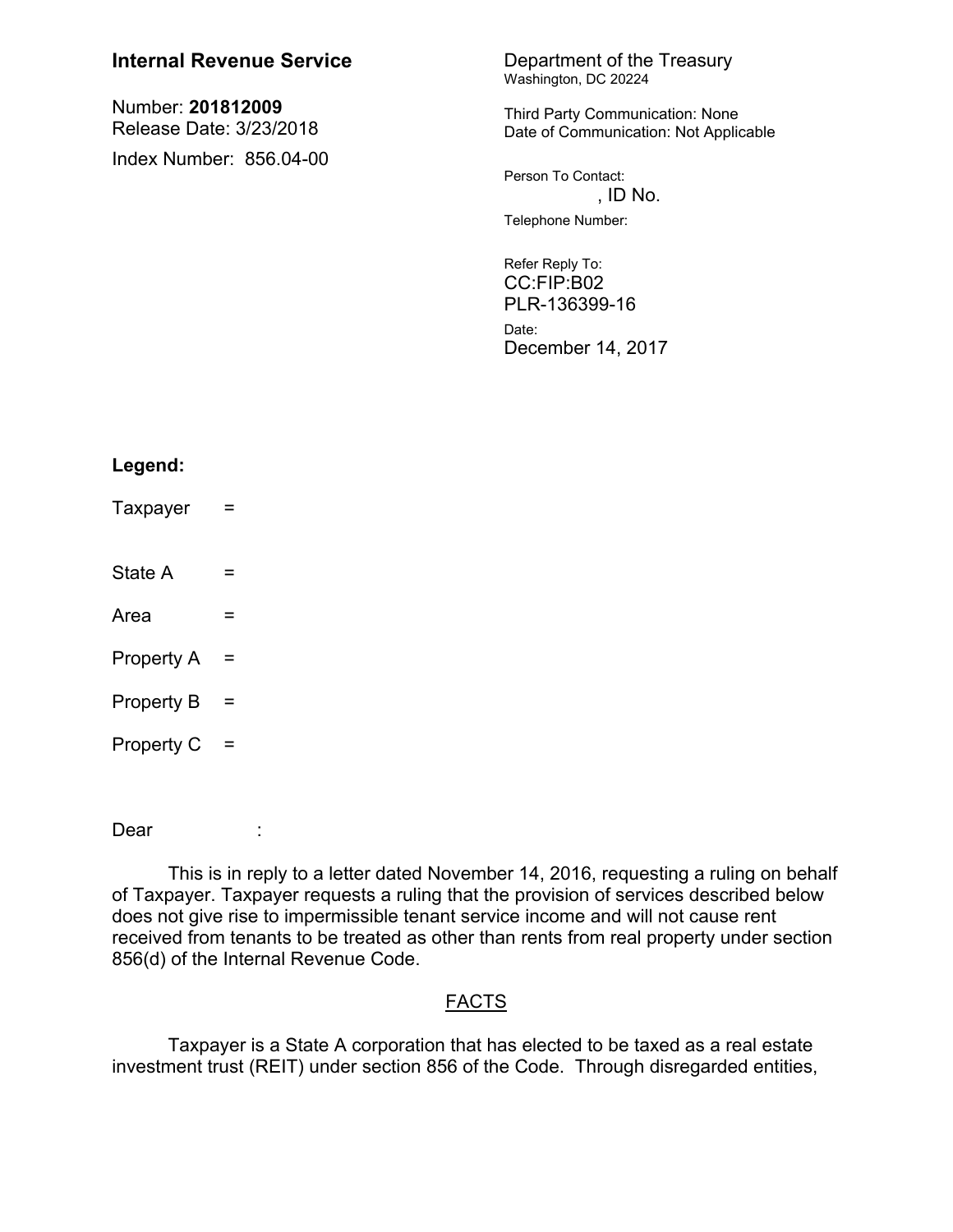**Internal Revenue Service**

Number: **201812009**
Release Date: 3/23/2018

Index Number: 856.04-00

Department of the Treasury
Washington, DC 20224

Third Party Communication: None
Date of Communication: Not Applicable

Person To Contact:
, ID No.

Telephone Number:

Refer Reply To:
CC:FIP:B02
PLR-136399-16

Date:
December 14, 2017

**Legend:**

Taxpayer =

State A =

Area =

Property A =

Property B =

Property C =

Dear :

This is in reply to a letter dated November 14, 2016, requesting a ruling on behalf of Taxpayer. Taxpayer requests a ruling that the provision of services described below does not give rise to impermissible tenant service income and will not cause rent received from tenants to be treated as other than rents from real property under section 856(d) of the Internal Revenue Code.

## FACTS

Taxpayer is a State A corporation that has elected to be taxed as a real estate investment trust (REIT) under section 856 of the Code. Through disregarded entities,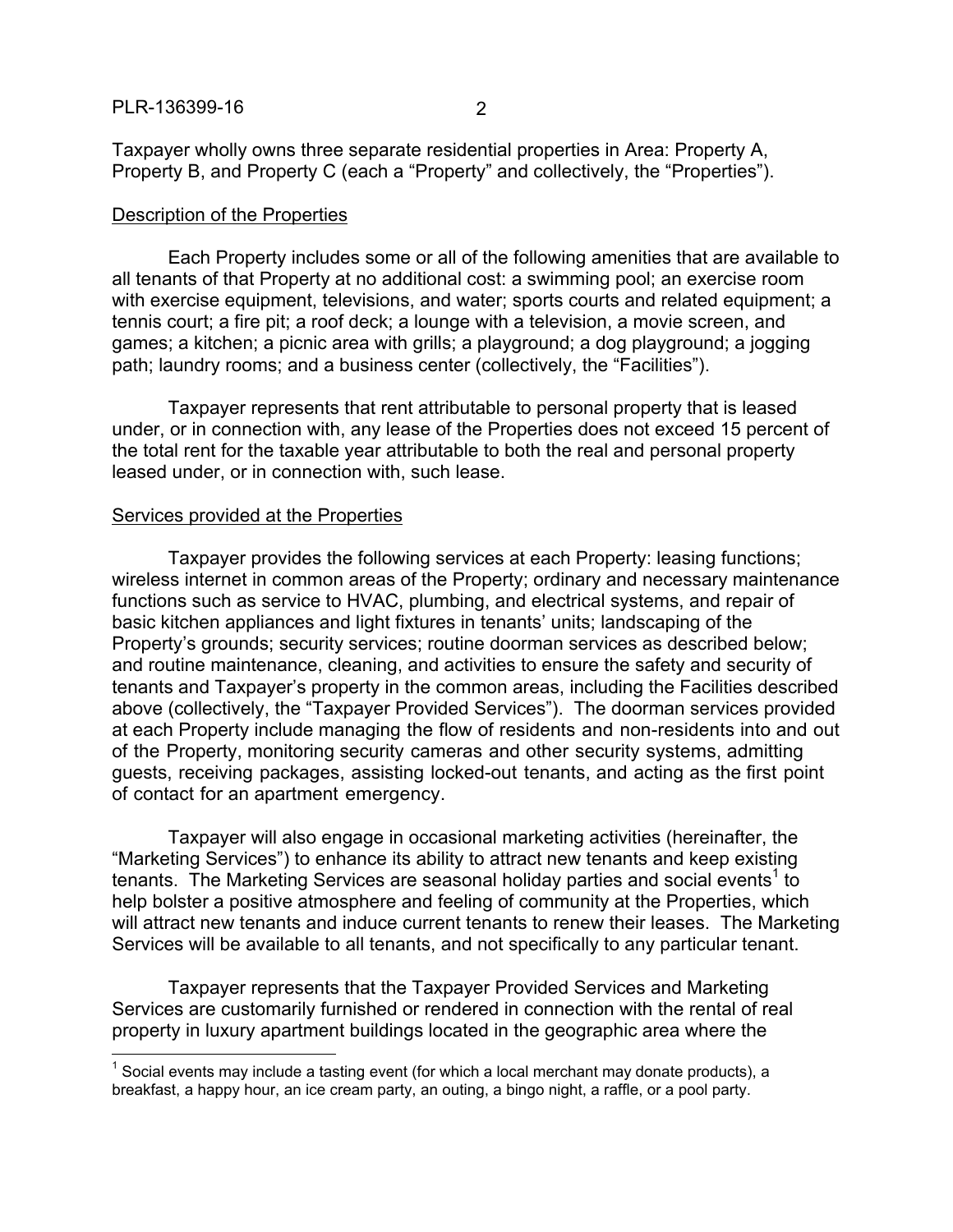Taxpayer wholly owns three separate residential properties in Area: Property A, Property B, and Property C (each a "Property" and collectively, the "Properties").

<u>Description of the Properties</u>

Each Property includes some or all of the following amenities that are available to all tenants of that Property at no additional cost: a swimming pool; an exercise room with exercise equipment, televisions, and water; sports courts and related equipment; a tennis court; a fire pit; a roof deck; a lounge with a television, a movie screen, and games; a kitchen; a picnic area with grills; a playground; a dog playground; a jogging path; laundry rooms; and a business center (collectively, the "Facilities").

Taxpayer represents that rent attributable to personal property that is leased under, or in connection with, any lease of the Properties does not exceed 15 percent of the total rent for the taxable year attributable to both the real and personal property leased under, or in connection with, such lease.

<u>Services provided at the Properties</u>

Taxpayer provides the following services at each Property: leasing functions; wireless internet in common areas of the Property; ordinary and necessary maintenance functions such as service to HVAC, plumbing, and electrical systems, and repair of basic kitchen appliances and light fixtures in tenants' units; landscaping of the Property's grounds; security services; routine doorman services as described below; and routine maintenance, cleaning, and activities to ensure the safety and security of tenants and Taxpayer's property in the common areas, including the Facilities described above (collectively, the "Taxpayer Provided Services"). The doorman services provided at each Property include managing the flow of residents and non-residents into and out of the Property, monitoring security cameras and other security systems, admitting guests, receiving packages, assisting locked-out tenants, and acting as the first point of contact for an apartment emergency.

Taxpayer will also engage in occasional marketing activities (hereinafter, the "Marketing Services") to enhance its ability to attract new tenants and keep existing tenants. The Marketing Services are seasonal holiday parties and social events[1] to help bolster a positive atmosphere and feeling of community at the Properties, which will attract new tenants and induce current tenants to renew their leases. The Marketing Services will be available to all tenants, and not specifically to any particular tenant.

Taxpayer represents that the Taxpayer Provided Services and Marketing Services are customarily furnished or rendered in connection with the rental of real property in luxury apartment buildings located in the geographic area where the

[1] Social events may include a tasting event (for which a local merchant may donate products), a breakfast, a happy hour, an ice cream party, an outing, a bingo night, a raffle, or a pool party.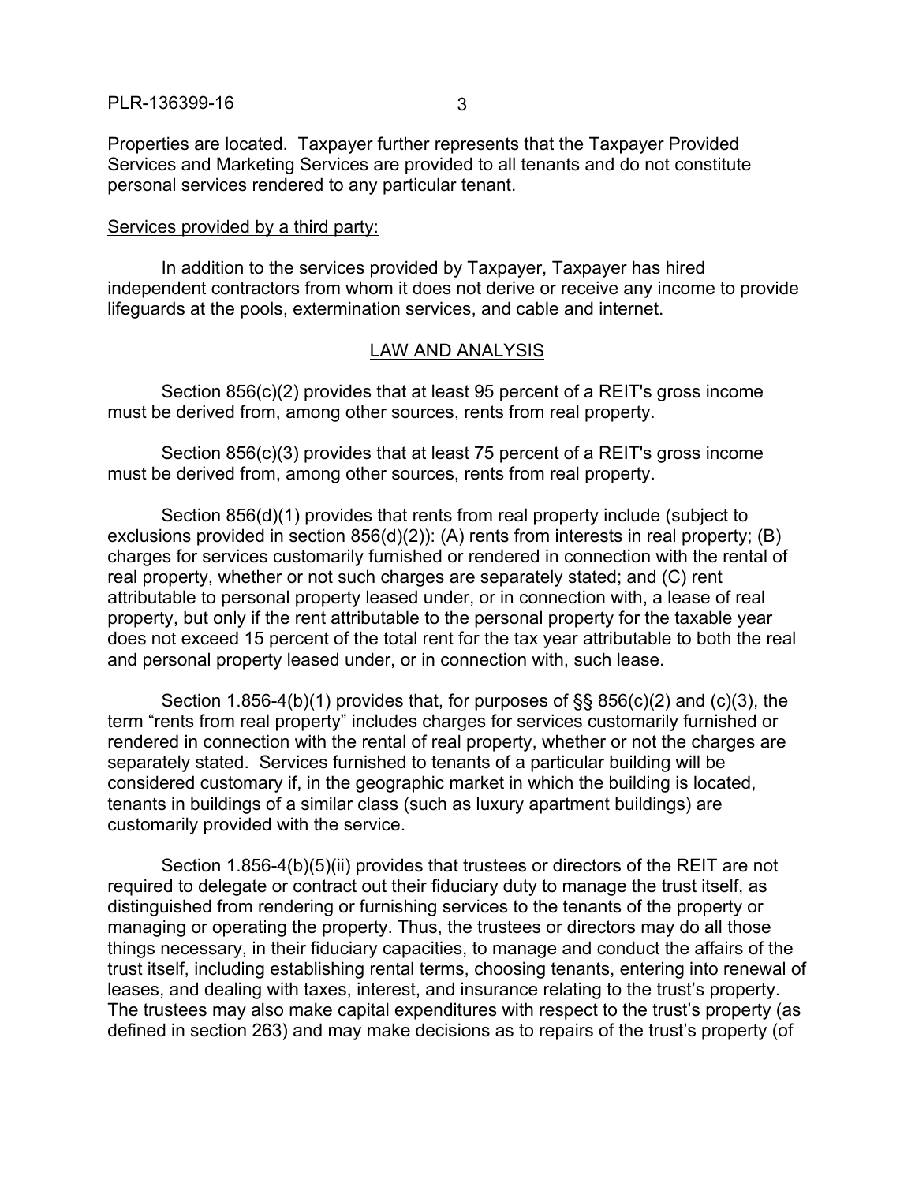Properties are located. Taxpayer further represents that the Taxpayer Provided Services and Marketing Services are provided to all tenants and do not constitute personal services rendered to any particular tenant.

<u>Services provided by a third party:</u>

In addition to the services provided by Taxpayer, Taxpayer has hired independent contractors from whom it does not derive or receive any income to provide lifeguards at the pools, extermination services, and cable and internet.

## LAW AND ANALYSIS

Section 856(c)(2) provides that at least 95 percent of a REIT's gross income must be derived from, among other sources, rents from real property.

Section 856(c)(3) provides that at least 75 percent of a REIT's gross income must be derived from, among other sources, rents from real property.

Section 856(d)(1) provides that rents from real property include (subject to exclusions provided in section 856(d)(2)): (A) rents from interests in real property; (B) charges for services customarily furnished or rendered in connection with the rental of real property, whether or not such charges are separately stated; and (C) rent attributable to personal property leased under, or in connection with, a lease of real property, but only if the rent attributable to the personal property for the taxable year does not exceed 15 percent of the total rent for the tax year attributable to both the real and personal property leased under, or in connection with, such lease.

Section 1.856-4(b)(1) provides that, for purposes of §§ 856(c)(2) and (c)(3), the term "rents from real property" includes charges for services customarily furnished or rendered in connection with the rental of real property, whether or not the charges are separately stated. Services furnished to tenants of a particular building will be considered customary if, in the geographic market in which the building is located, tenants in buildings of a similar class (such as luxury apartment buildings) are customarily provided with the service.

Section 1.856-4(b)(5)(ii) provides that trustees or directors of the REIT are not required to delegate or contract out their fiduciary duty to manage the trust itself, as distinguished from rendering or furnishing services to the tenants of the property or managing or operating the property. Thus, the trustees or directors may do all those things necessary, in their fiduciary capacities, to manage and conduct the affairs of the trust itself, including establishing rental terms, choosing tenants, entering into renewal of leases, and dealing with taxes, interest, and insurance relating to the trust's property. The trustees may also make capital expenditures with respect to the trust's property (as defined in section 263) and may make decisions as to repairs of the trust's property (of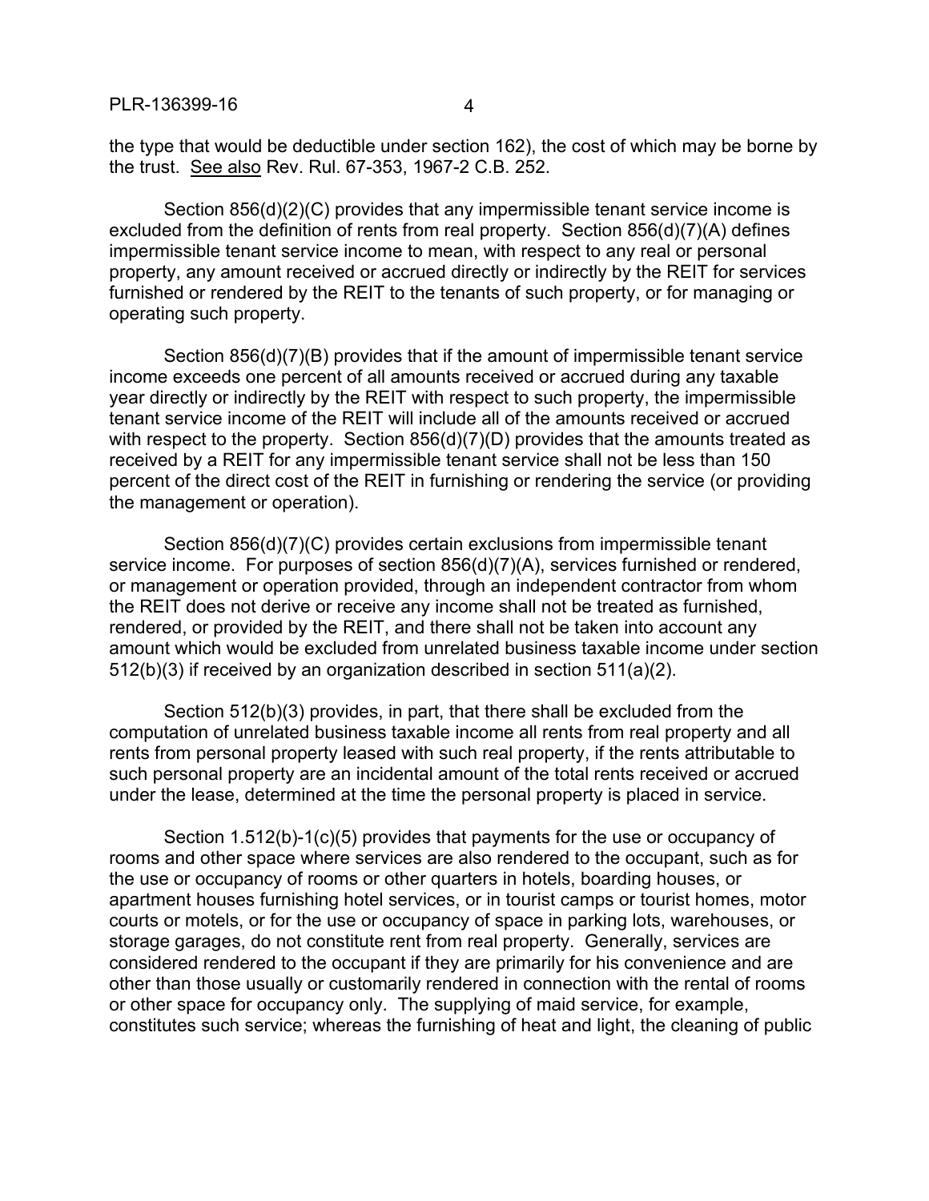the type that would be deductible under section 162), the cost of which may be borne by the trust. See also Rev. Rul. 67-353, 1967-2 C.B. 252.

Section 856(d)(2)(C) provides that any impermissible tenant service income is excluded from the definition of rents from real property. Section 856(d)(7)(A) defines impermissible tenant service income to mean, with respect to any real or personal property, any amount received or accrued directly or indirectly by the REIT for services furnished or rendered by the REIT to the tenants of such property, or for managing or operating such property.

Section 856(d)(7)(B) provides that if the amount of impermissible tenant service income exceeds one percent of all amounts received or accrued during any taxable year directly or indirectly by the REIT with respect to such property, the impermissible tenant service income of the REIT will include all of the amounts received or accrued with respect to the property. Section 856(d)(7)(D) provides that the amounts treated as received by a REIT for any impermissible tenant service shall not be less than 150 percent of the direct cost of the REIT in furnishing or rendering the service (or providing the management or operation).

Section 856(d)(7)(C) provides certain exclusions from impermissible tenant service income. For purposes of section 856(d)(7)(A), services furnished or rendered, or management or operation provided, through an independent contractor from whom the REIT does not derive or receive any income shall not be treated as furnished, rendered, or provided by the REIT, and there shall not be taken into account any amount which would be excluded from unrelated business taxable income under section 512(b)(3) if received by an organization described in section 511(a)(2).

Section 512(b)(3) provides, in part, that there shall be excluded from the computation of unrelated business taxable income all rents from real property and all rents from personal property leased with such real property, if the rents attributable to such personal property are an incidental amount of the total rents received or accrued under the lease, determined at the time the personal property is placed in service.

Section 1.512(b)-1(c)(5) provides that payments for the use or occupancy of rooms and other space where services are also rendered to the occupant, such as for the use or occupancy of rooms or other quarters in hotels, boarding houses, or apartment houses furnishing hotel services, or in tourist camps or tourist homes, motor courts or motels, or for the use or occupancy of space in parking lots, warehouses, or storage garages, do not constitute rent from real property. Generally, services are considered rendered to the occupant if they are primarily for his convenience and are other than those usually or customarily rendered in connection with the rental of rooms or other space for occupancy only. The supplying of maid service, for example, constitutes such service; whereas the furnishing of heat and light, the cleaning of public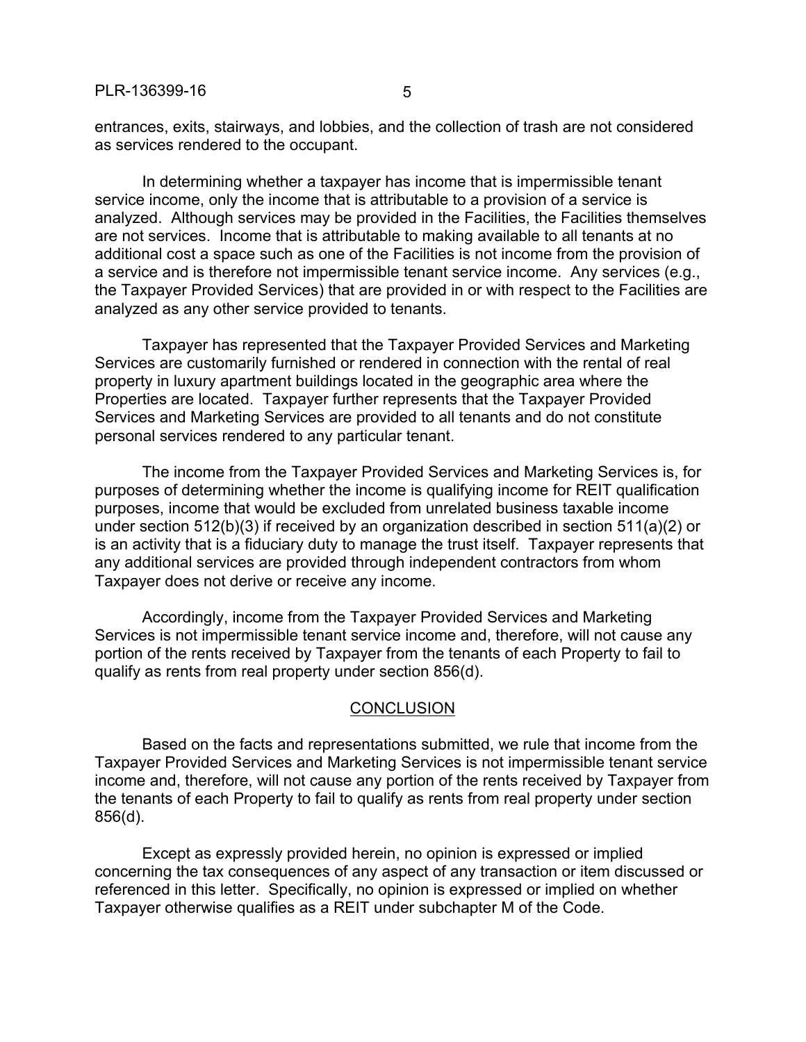entrances, exits, stairways, and lobbies, and the collection of trash are not considered as services rendered to the occupant.

In determining whether a taxpayer has income that is impermissible tenant service income, only the income that is attributable to a provision of a service is analyzed. Although services may be provided in the Facilities, the Facilities themselves are not services. Income that is attributable to making available to all tenants at no additional cost a space such as one of the Facilities is not income from the provision of a service and is therefore not impermissible tenant service income. Any services (e.g., the Taxpayer Provided Services) that are provided in or with respect to the Facilities are analyzed as any other service provided to tenants.

Taxpayer has represented that the Taxpayer Provided Services and Marketing Services are customarily furnished or rendered in connection with the rental of real property in luxury apartment buildings located in the geographic area where the Properties are located. Taxpayer further represents that the Taxpayer Provided Services and Marketing Services are provided to all tenants and do not constitute personal services rendered to any particular tenant.

The income from the Taxpayer Provided Services and Marketing Services is, for purposes of determining whether the income is qualifying income for REIT qualification purposes, income that would be excluded from unrelated business taxable income under section 512(b)(3) if received by an organization described in section 511(a)(2) or is an activity that is a fiduciary duty to manage the trust itself. Taxpayer represents that any additional services are provided through independent contractors from whom Taxpayer does not derive or receive any income.

Accordingly, income from the Taxpayer Provided Services and Marketing Services is not impermissible tenant service income and, therefore, will not cause any portion of the rents received by Taxpayer from the tenants of each Property to fail to qualify as rents from real property under section 856(d).

## CONCLUSION

Based on the facts and representations submitted, we rule that income from the Taxpayer Provided Services and Marketing Services is not impermissible tenant service income and, therefore, will not cause any portion of the rents received by Taxpayer from the tenants of each Property to fail to qualify as rents from real property under section 856(d).

Except as expressly provided herein, no opinion is expressed or implied concerning the tax consequences of any aspect of any transaction or item discussed or referenced in this letter. Specifically, no opinion is expressed or implied on whether Taxpayer otherwise qualifies as a REIT under subchapter M of the Code.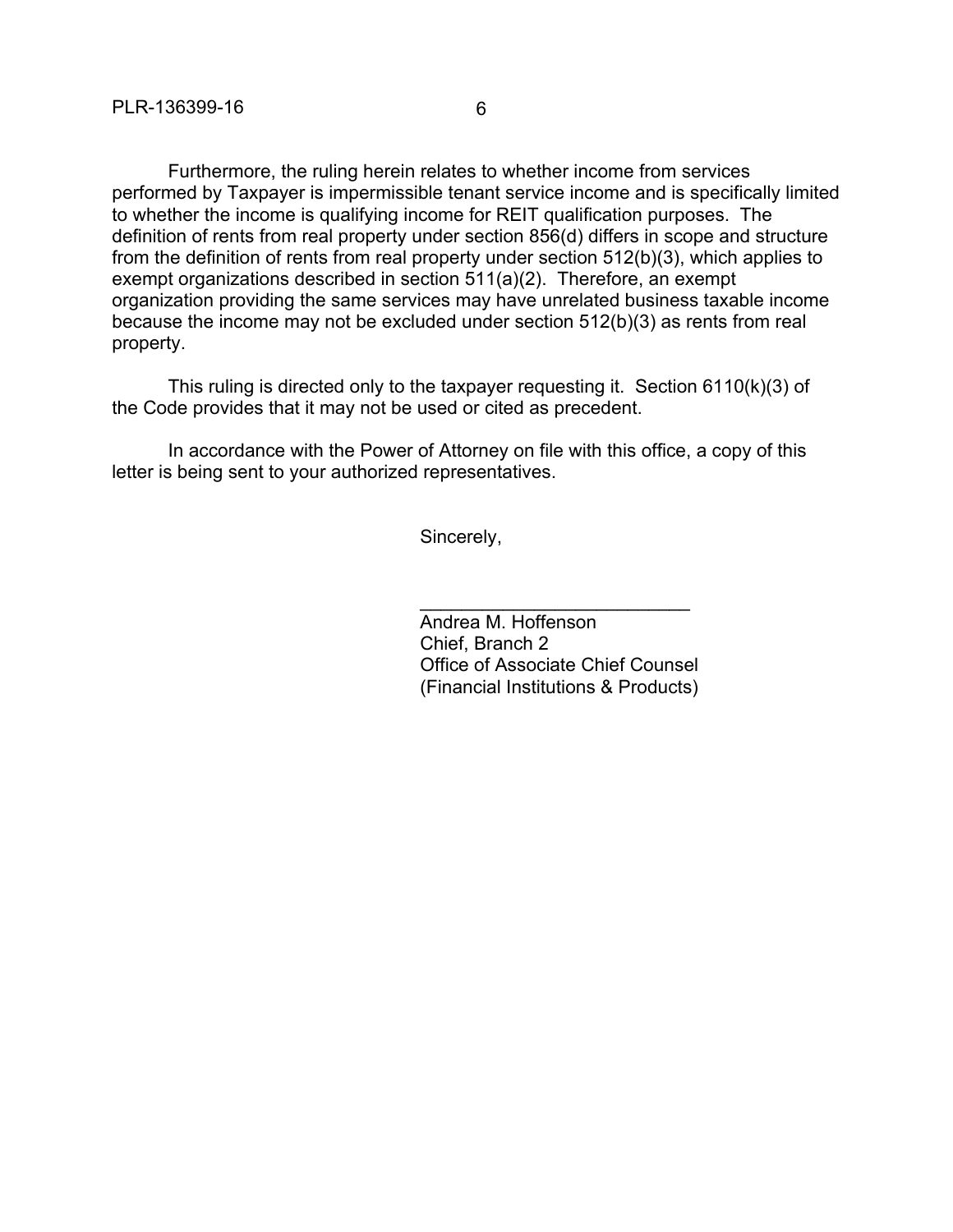Furthermore, the ruling herein relates to whether income from services performed by Taxpayer is impermissible tenant service income and is specifically limited to whether the income is qualifying income for REIT qualification purposes. The definition of rents from real property under section 856(d) differs in scope and structure from the definition of rents from real property under section 512(b)(3), which applies to exempt organizations described in section 511(a)(2). Therefore, an exempt organization providing the same services may have unrelated business taxable income because the income may not be excluded under section 512(b)(3) as rents from real property.

This ruling is directed only to the taxpayer requesting it. Section 6110(k)(3) of the Code provides that it may not be used or cited as precedent.

In accordance with the Power of Attorney on file with this office, a copy of this letter is being sent to your authorized representatives.

Sincerely,

\_\_\_\_\_\_\_\_\_\_\_\_\_\_\_\_\_\_\_\_\_\_\_\_\_\_\_

Andrea M. Hoffenson
Chief, Branch 2
Office of Associate Chief Counsel
(Financial Institutions & Products)